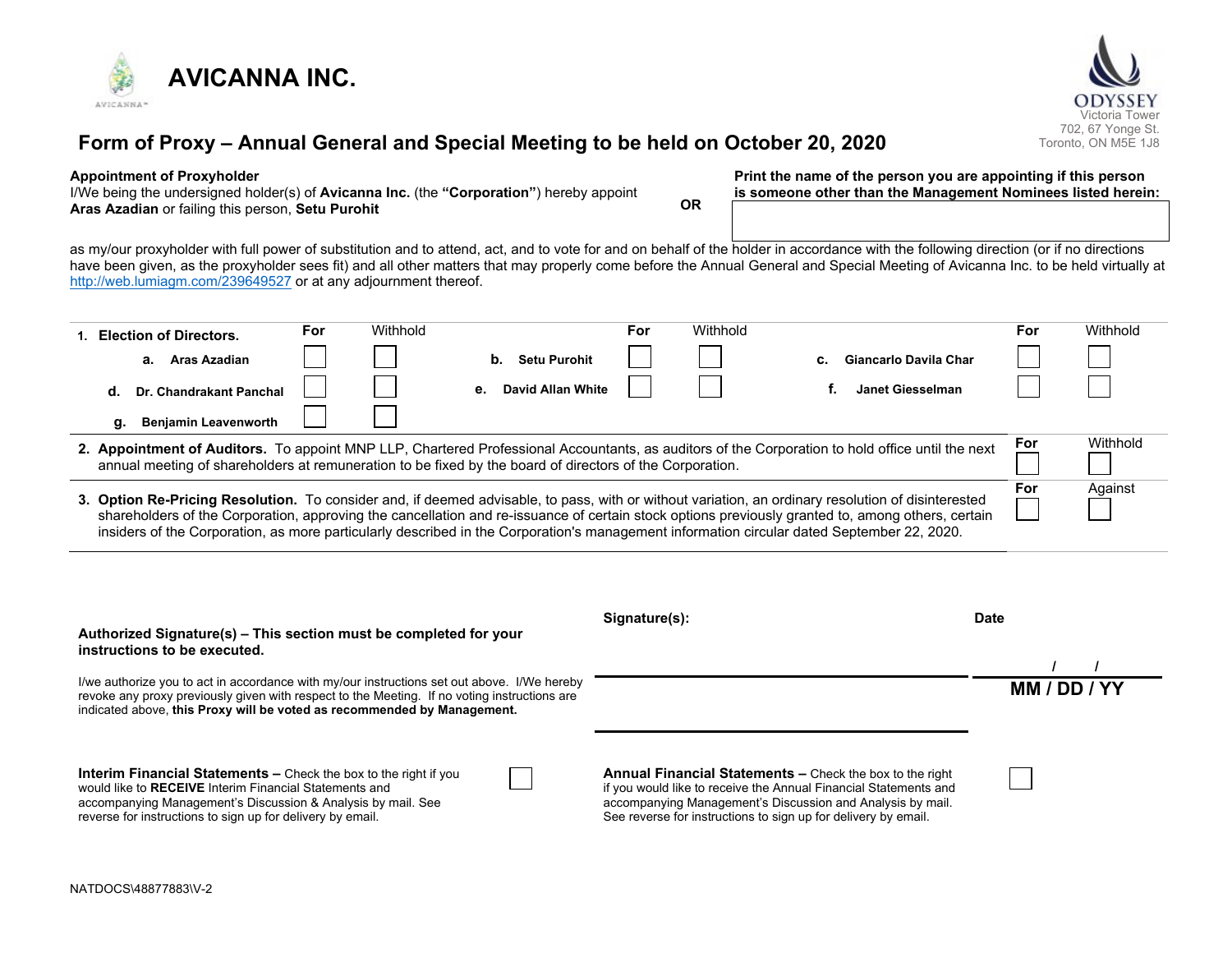# AVICANNA INC.

ODYSSEY
Victoria Tower
702, 67 Yonge St.
Toronto, ON M5E 1J8

## Form of Proxy – Annual General and Special Meeting to be held on October 20, 2020

**Appointment of Proxyholder**
I/We being the undersigned holder(s) of **Avicanna Inc.** (the **"Corporation"**) hereby appoint **Aras Azadian** or failing this person, **Setu Purohit**

**OR**

**Print the name of the person you are appointing if this person is someone other than the Management Nominees listed herein:**

as my/our proxyholder with full power of substitution and to attend, act, and to vote for and on behalf of the holder in accordance with the following direction (or if no directions have been given, as the proxyholder sees fit) and all other matters that may properly come before the Annual General and Special Meeting of Avicanna Inc. to be held virtually at http://web.lumiagm.com/239649527 or at any adjournment thereof.

**1. Election of Directors.**

| Nominee | For | Withhold | Nominee | For | Withhold | Nominee | For | Withhold |
|---|---|---|---|---|---|---|---|---|
| **a. Aras Azadian** | ☐ | ☐ | **b. Setu Purohit** | ☐ | ☐ | **c. Giancarlo Davila Char** | ☐ | ☐ |
| **d. Dr. Chandrakant Panchal** | ☐ | ☐ | **e. David Allan White** | ☐ | ☐ | **f. Janet Giesselman** | ☐ | ☐ |
| **g. Benjamin Leavenworth** | ☐ | ☐ | | | | | | |

| Resolution | For | Withhold |
|---|---|---|
| **2. Appointment of Auditors.** To appoint MNP LLP, Chartered Professional Accountants, as auditors of the Corporation to hold office until the next annual meeting of shareholders at remuneration to be fixed by the board of directors of the Corporation. | ☐ | ☐ |

| Resolution | For | Against |
|---|---|---|
| **3. Option Re-Pricing Resolution.** To consider and, if deemed advisable, to pass, with or without variation, an ordinary resolution of disinterested shareholders of the Corporation, approving the cancellation and re-issuance of certain stock options previously granted to, among others, certain insiders of the Corporation, as more particularly described in the Corporation's management information circular dated September 22, 2020. | ☐ | ☐ |

**Authorized Signature(s) – This section must be completed for your instructions to be executed.**

I/we authorize you to act in accordance with my/our instructions set out above. I/We hereby revoke any proxy previously given with respect to the Meeting. If no voting instructions are indicated above, **this Proxy will be voted as recommended by Management.**

**Signature(s):** ______________________

**Date** ___ / ___ / ___
**MM / DD / YY**

**Interim Financial Statements –** Check the box to the right if you would like to **RECEIVE** Interim Financial Statements and accompanying Management's Discussion & Analysis by mail. See reverse for instructions to sign up for delivery by email. ☐

**Annual Financial Statements –** Check the box to the right if you would like to receive the Annual Financial Statements and accompanying Management's Discussion and Analysis by mail. See reverse for instructions to sign up for delivery by email. ☐

NATDOCS\48877883\V-2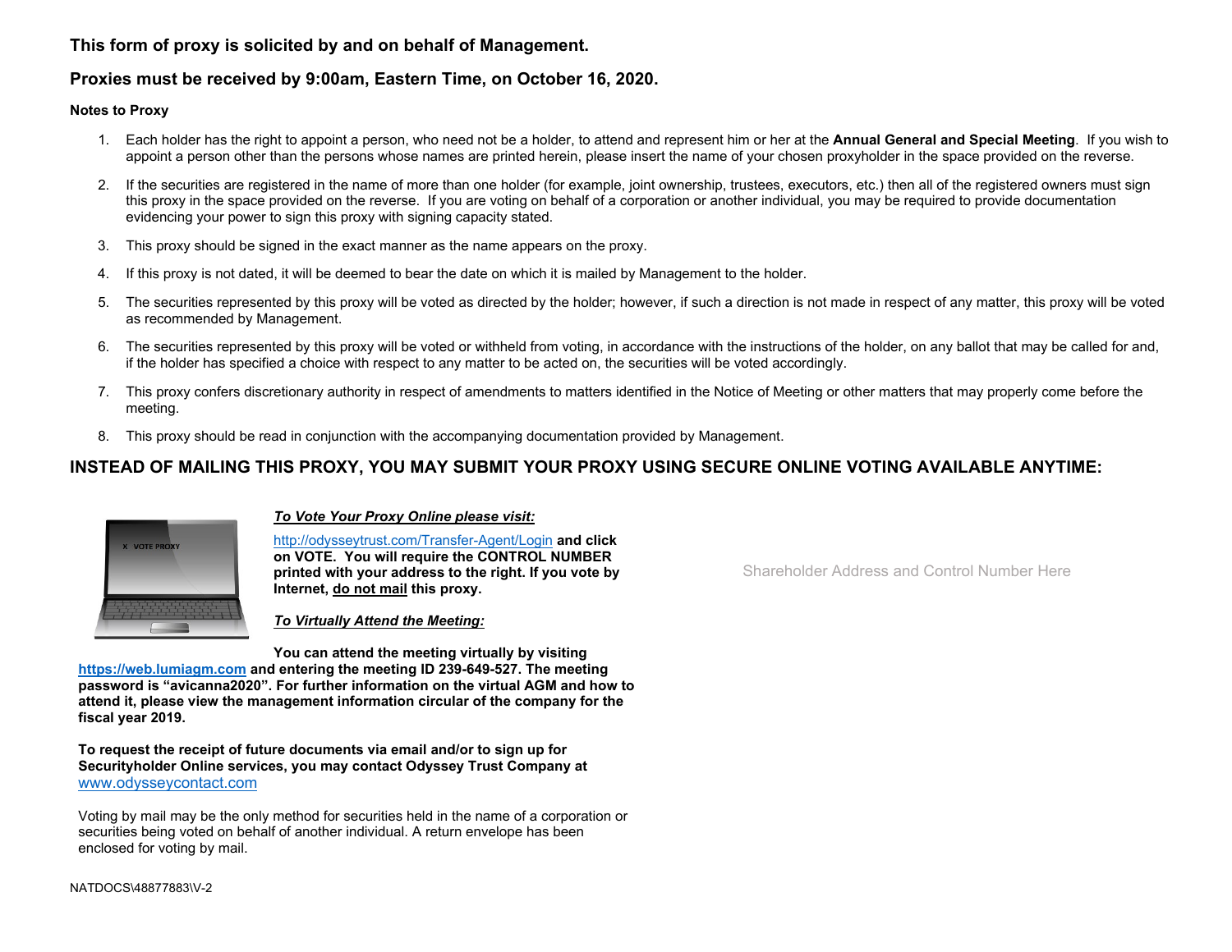**This form of proxy is solicited by and on behalf of Management.**

**Proxies must be received by 9:00am, Eastern Time, on October 16, 2020.**

**Notes to Proxy**

1. Each holder has the right to appoint a person, who need not be a holder, to attend and represent him or her at the **Annual General and Special Meeting**. If you wish to appoint a person other than the persons whose names are printed herein, please insert the name of your chosen proxyholder in the space provided on the reverse.
2. If the securities are registered in the name of more than one holder (for example, joint ownership, trustees, executors, etc.) then all of the registered owners must sign this proxy in the space provided on the reverse. If you are voting on behalf of a corporation or another individual, you may be required to provide documentation evidencing your power to sign this proxy with signing capacity stated.
3. This proxy should be signed in the exact manner as the name appears on the proxy.
4. If this proxy is not dated, it will be deemed to bear the date on which it is mailed by Management to the holder.
5. The securities represented by this proxy will be voted as directed by the holder; however, if such a direction is not made in respect of any matter, this proxy will be voted as recommended by Management.
6. The securities represented by this proxy will be voted or withheld from voting, in accordance with the instructions of the holder, on any ballot that may be called for and, if the holder has specified a choice with respect to any matter to be acted on, the securities will be voted accordingly.
7. This proxy confers discretionary authority in respect of amendments to matters identified in the Notice of Meeting or other matters that may properly come before the meeting.
8. This proxy should be read in conjunction with the accompanying documentation provided by Management.

**INSTEAD OF MAILING THIS PROXY, YOU MAY SUBMIT YOUR PROXY USING SECURE ONLINE VOTING AVAILABLE ANYTIME:**

X VOTE PROXY

***To Vote Your Proxy Online please visit:***

http://odysseytrust.com/Transfer-Agent/Login **and click on VOTE. You will require the CONTROL NUMBER printed with your address to the right. If you vote by Internet, do not mail this proxy.**

***To Virtually Attend the Meeting:***

**You can attend the meeting virtually by visiting https://web.lumiagm.com and entering the meeting ID 239-649-527. The meeting password is "avicanna2020". For further information on the virtual AGM and how to attend it, please view the management information circular of the company for the fiscal year 2019.**

**To request the receipt of future documents via email and/or to sign up for Securityholder Online services, you may contact Odyssey Trust Company at** www.odysseycontact.com

Voting by mail may be the only method for securities held in the name of a corporation or securities being voted on behalf of another individual. A return envelope has been enclosed for voting by mail.

Shareholder Address and Control Number Here

NATDOCS\48877883\V-2